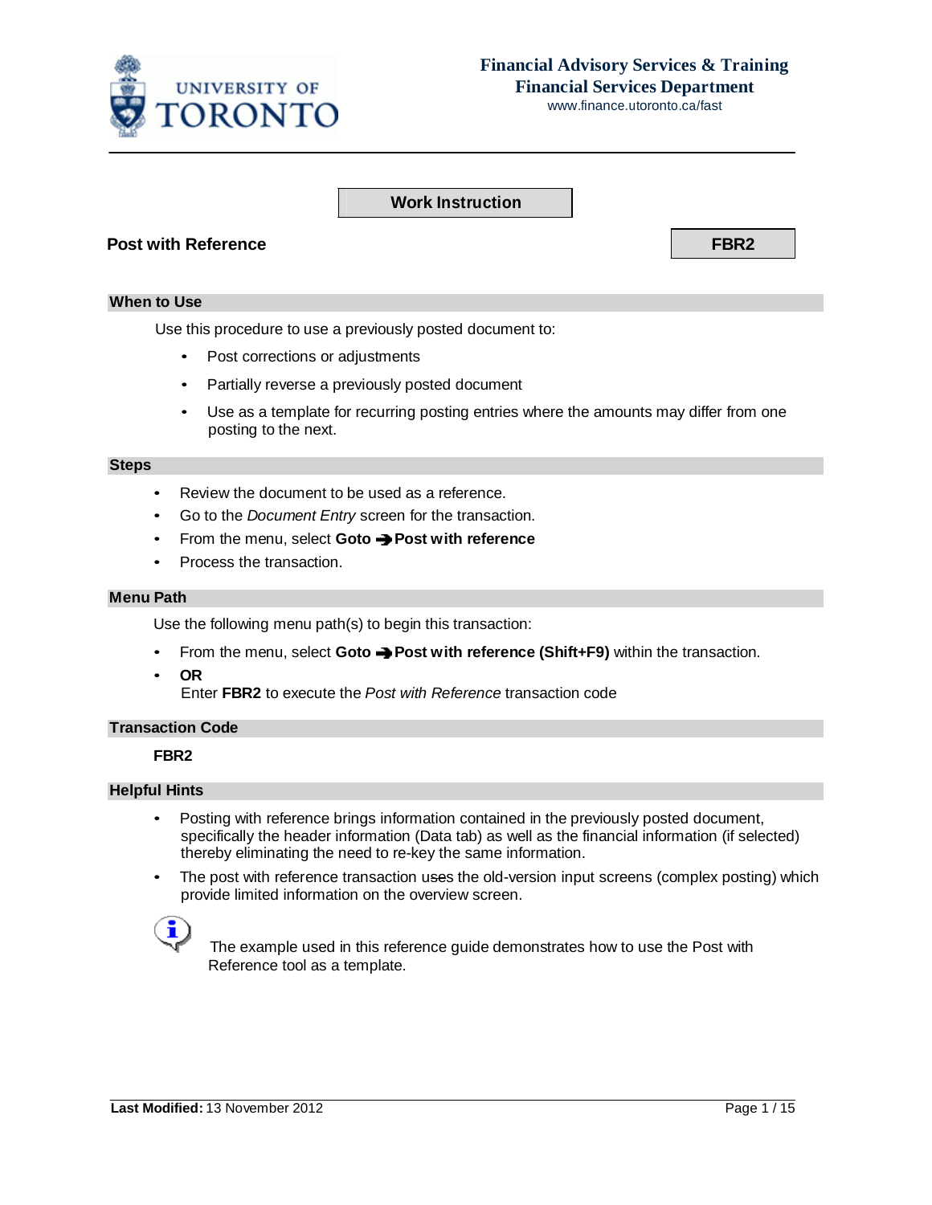**Financial Advisory Services & Training**
**Financial Services Department**
www.finance.utoronto.ca/fast

**Work Instruction**

# Post with Reference

**FBR2**

## When to Use

Use this procedure to use a previously posted document to:

- Post corrections or adjustments
- Partially reverse a previously posted document
- Use as a template for recurring posting entries where the amounts may differ from one posting to the next.

## Steps

- Review the document to be used as a reference.
- Go to the *Document Entry* screen for the transaction.
- From the menu, select **Goto ➔ Post with reference**
- Process the transaction.

## Menu Path

Use the following menu path(s) to begin this transaction:

- From the menu, select **Goto ➔ Post with reference (Shift+F9)** within the transaction.
- **OR**
  Enter **FBR2** to execute the *Post with Reference* transaction code

## Transaction Code

**FBR2**

## Helpful Hints

- Posting with reference brings information contained in the previously posted document, specifically the header information (Data tab) as well as the financial information (if selected) thereby eliminating the need to re-key the same information.
- The post with reference transaction uses the old-version input screens (complex posting) which provide limited information on the overview screen.

The example used in this reference guide demonstrates how to use the Post with Reference tool as a template.

**Last Modified:** 13 November 2012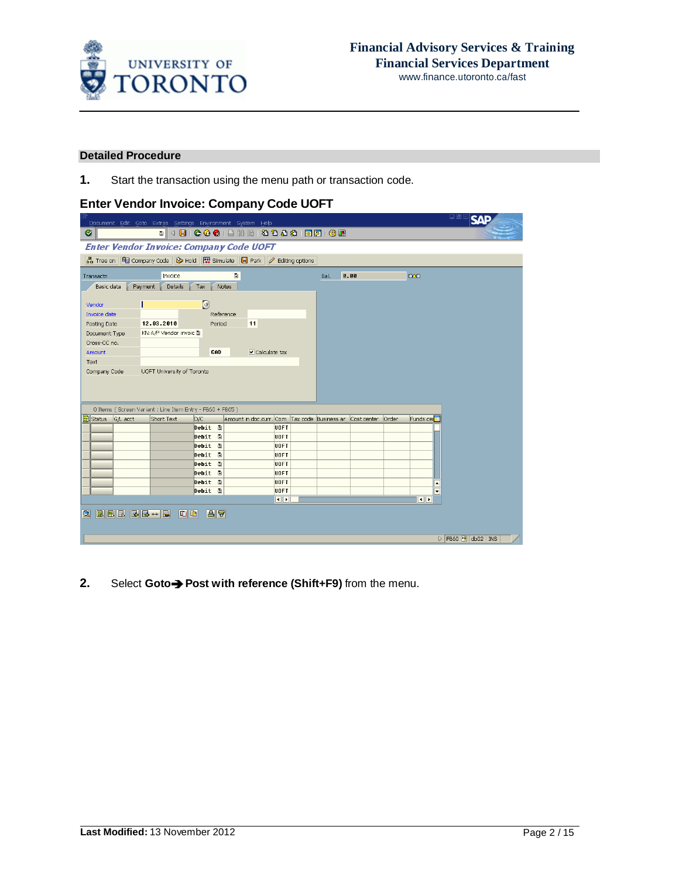## Detailed Procedure

**1.** Start the transaction using the menu path or transaction code.

### Enter Vendor Invoice: Company Code UOFT

**2.** Select **Goto➔ Post with reference (Shift+F9)** from the menu.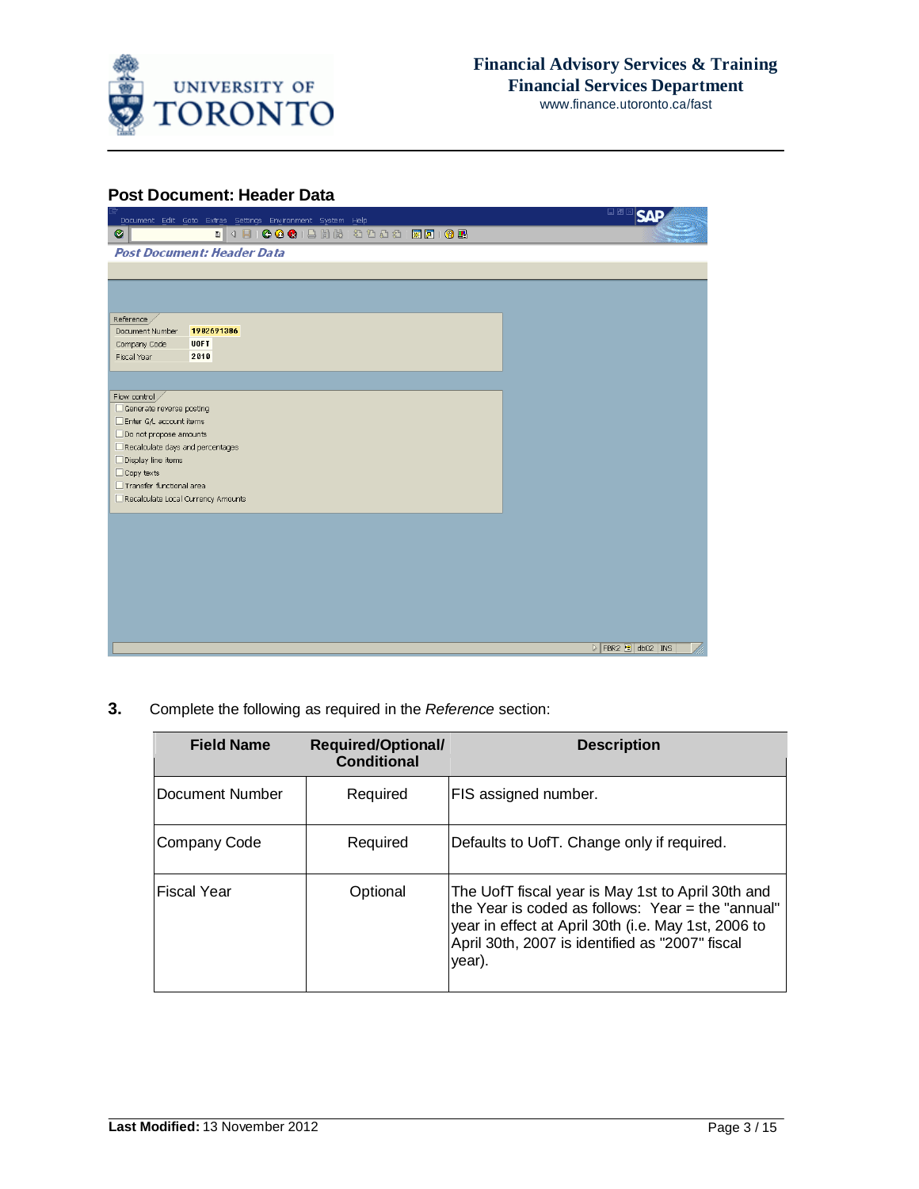## Post Document: Header Data

**3.** Complete the following as required in the *Reference* section:

| Field Name | Required/Optional/ Conditional | Description |
|---|---|---|
| Document Number | Required | FIS assigned number. |
| Company Code | Required | Defaults to UofT. Change only if required. |
| Fiscal Year | Optional | The UofT fiscal year is May 1st to April 30th and the Year is coded as follows: Year = the "annual" year in effect at April 30th (i.e. May 1st, 2006 to April 30th, 2007 is identified as "2007" fiscal year). |

**Last Modified:** 13 November 2012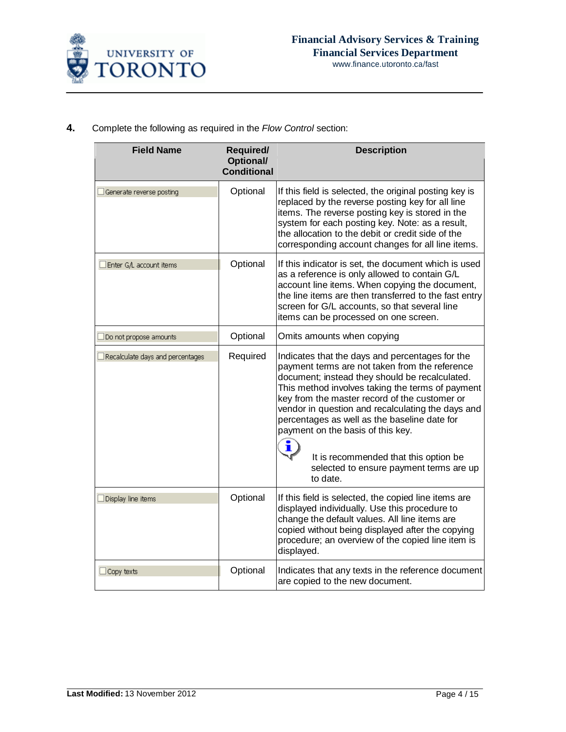**4.** Complete the following as required in the *Flow Control* section:

| Field Name | Required/ Optional/ Conditional | Description |
|---|---|---|
| Generate reverse posting | Optional | If this field is selected, the original posting key is replaced by the reverse posting key for all line items. The reverse posting key is stored in the system for each posting key. Note: as a result, the allocation to the debit or credit side of the corresponding account changes for all line items. |
| Enter G/L account items | Optional | If this indicator is set, the document which is used as a reference is only allowed to contain G/L account line items. When copying the document, the line items are then transferred to the fast entry screen for G/L accounts, so that several line items can be processed on one screen. |
| Do not propose amounts | Optional | Omits amounts when copying |
| Recalculate days and percentages | Required | Indicates that the days and percentages for the payment terms are not taken from the reference document; instead they should be recalculated. This method involves taking the terms of payment key from the master record of the customer or vendor in question and recalculating the days and percentages as well as the baseline date for payment on the basis of this key. It is recommended that this option be selected to ensure payment terms are up to date. |
| Display line items | Optional | If this field is selected, the copied line items are displayed individually. Use this procedure to change the default values. All line items are copied without being displayed after the copying procedure; an overview of the copied line item is displayed. |
| Copy texts | Optional | Indicates that any texts in the reference document are copied to the new document. |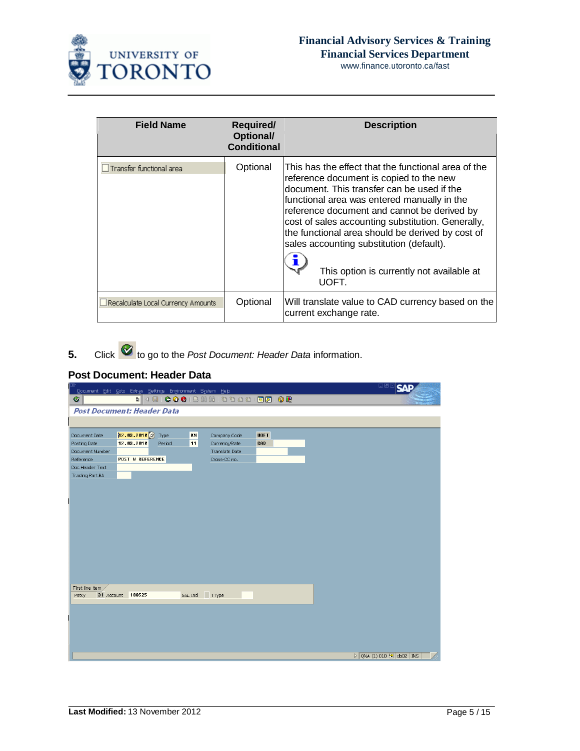| Field Name | Required/ Optional/ Conditional | Description |
|---|---|---|
| ☐ Transfer functional area | Optional | This has the effect that the functional area of the reference document is copied to the new document. This transfer can be used if the functional area was entered manually in the reference document and cannot be derived by cost of sales accounting substitution. Generally, the functional area should be derived by cost of sales accounting substitution (default). This option is currently not available at UOFT. |
| ☐ Recalculate Local Currency Amounts | Optional | Will translate value to CAD currency based on the current exchange rate. |

**5.** Click ✅ to go to the *Post Document: Header Data* information.

### Post Document: Header Data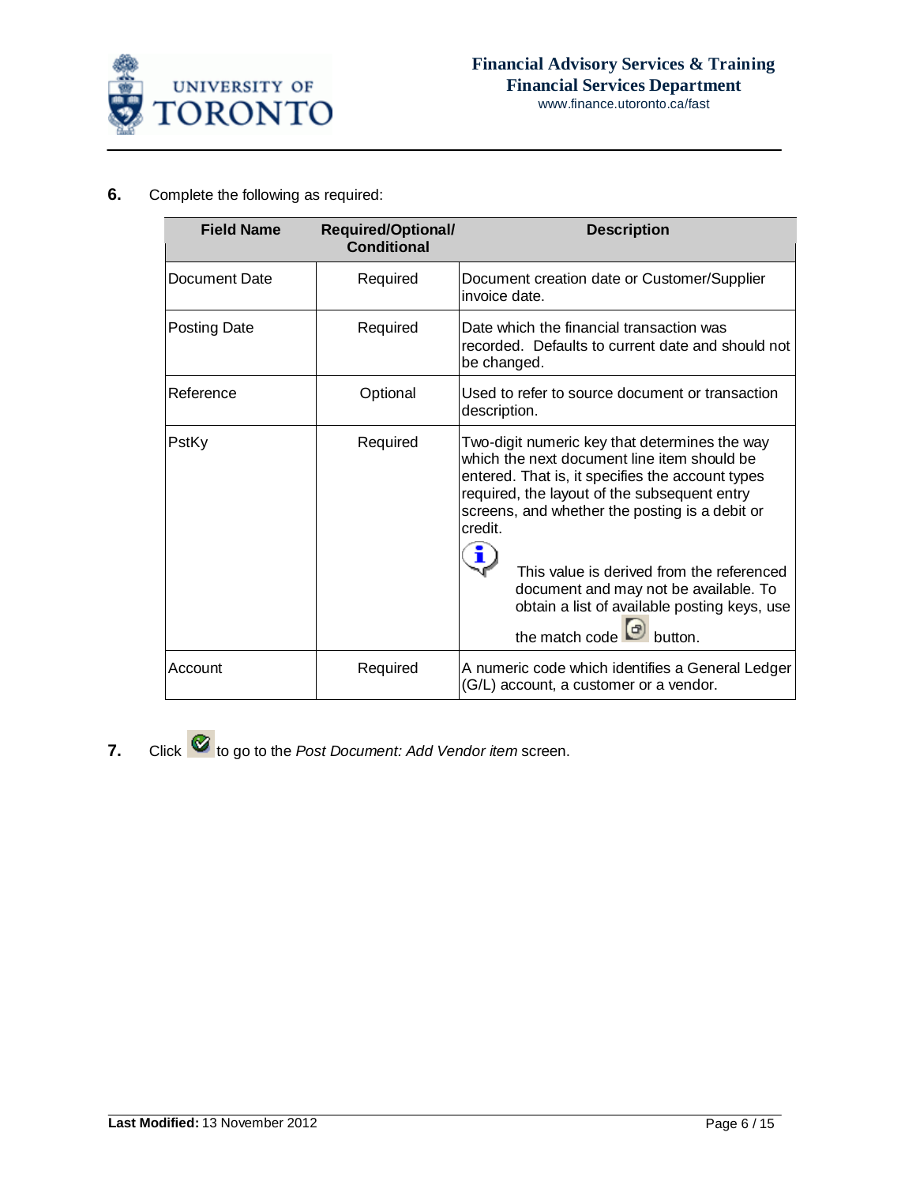6. Complete the following as required:

| Field Name | Required/Optional/ Conditional | Description |
|---|---|---|
| Document Date | Required | Document creation date or Customer/Supplier invoice date. |
| Posting Date | Required | Date which the financial transaction was recorded. Defaults to current date and should not be changed. |
| Reference | Optional | Used to refer to source document or transaction description. |
| PstKy | Required | Two-digit numeric key that determines the way which the next document line item should be entered. That is, it specifies the account types required, the layout of the subsequent entry screens, and whether the posting is a debit or credit. This value is derived from the referenced document and may not be available. To obtain a list of available posting keys, use the match code button. |
| Account | Required | A numeric code which identifies a General Ledger (G/L) account, a customer or a vendor. |

7. Click to go to the *Post Document: Add Vendor item* screen.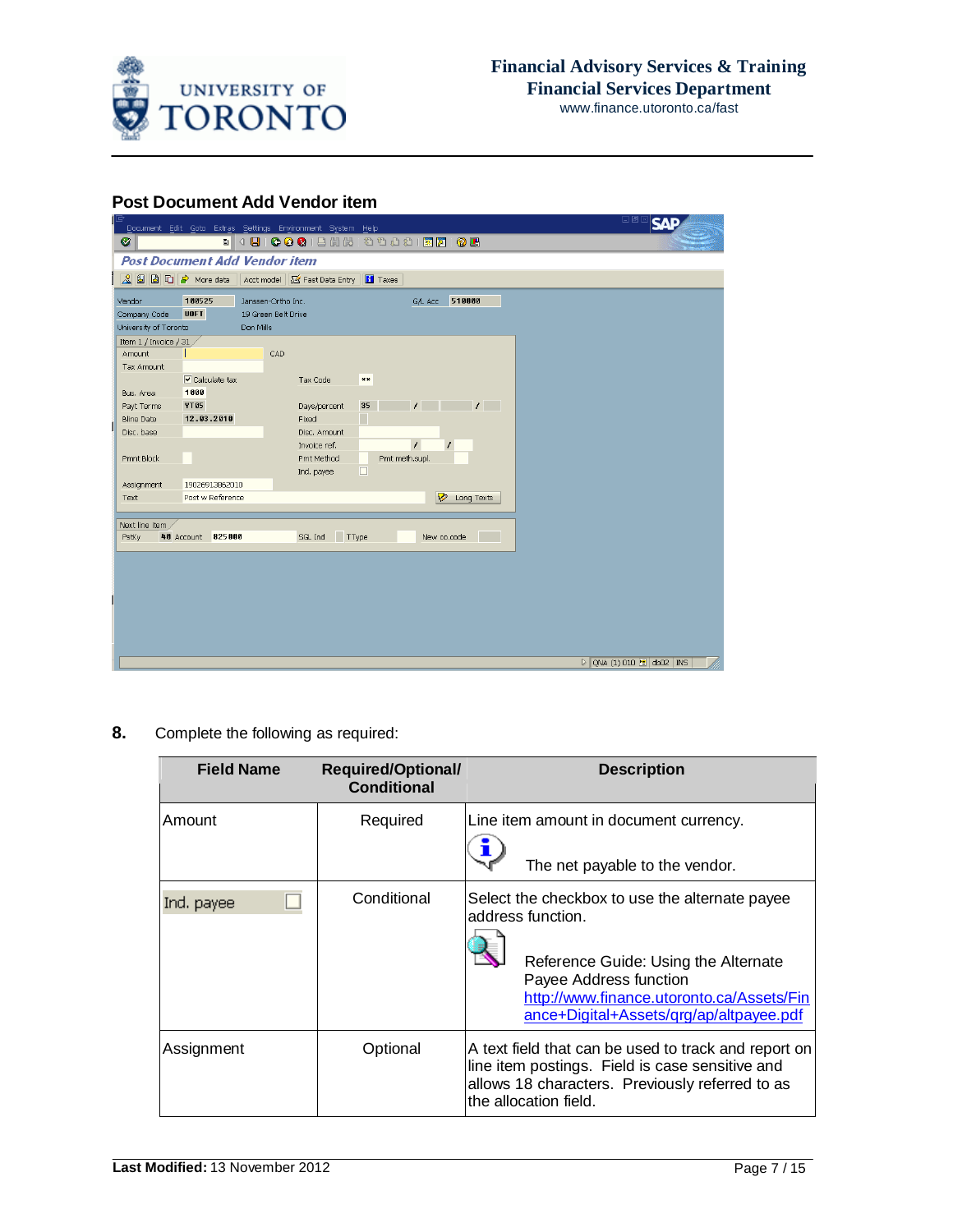## Post Document Add Vendor item

**8.** Complete the following as required:

| Field Name | Required/Optional/ Conditional | Description |
|---|---|---|
| Amount | Required | Line item amount in document currency. The net payable to the vendor. |
| Ind. payee | Conditional | Select the checkbox to use the alternate payee address function. Reference Guide: Using the Alternate Payee Address function http://www.finance.utoronto.ca/Assets/Finance+Digital+Assets/qrg/ap/altpayee.pdf |
| Assignment | Optional | A text field that can be used to track and report on line item postings. Field is case sensitive and allows 18 characters. Previously referred to as the allocation field. |

**Last Modified:** 13 November 2012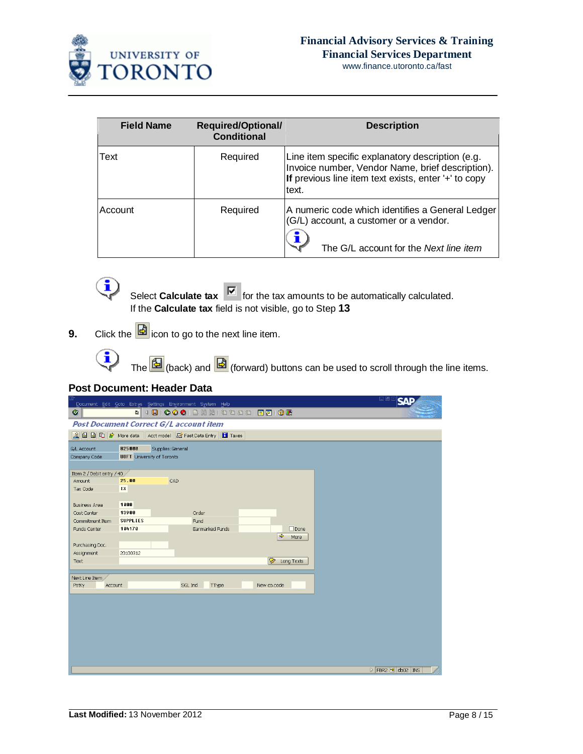| Field Name | Required/Optional/ Conditional | Description |
|---|---|---|
| Text | Required | Line item specific explanatory description (e.g. Invoice number, Vendor Name, brief description). **If** previous line item text exists, enter '+' to copy text. |
| Account | Required | A numeric code which identifies a General Ledger (G/L) account, a customer or a vendor. The G/L account for the *Next line item* |

Select **Calculate tax** for the tax amounts to be automatically calculated. If the **Calculate tax** field is not visible, go to Step **13**

**9.** Click the icon to go to the next line item.

The (back) and (forward) buttons can be used to scroll through the line items.

## Post Document: Header Data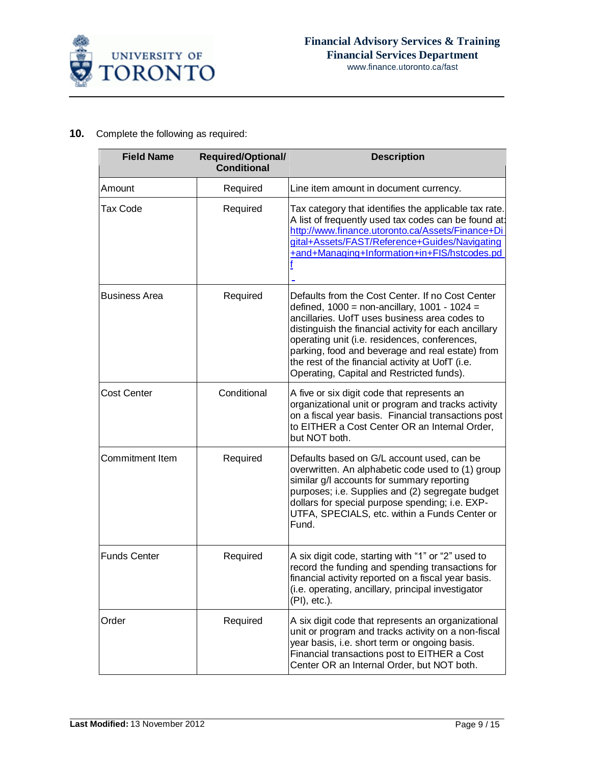**10.** Complete the following as required:

| Field Name | Required/Optional/ Conditional | Description |
|---|---|---|
| Amount | Required | Line item amount in document currency. |
| Tax Code | Required | Tax category that identifies the applicable tax rate. A list of frequently used tax codes can be found at: http://www.finance.utoronto.ca/Assets/Finance+Digital+Assets/FAST/Reference+Guides/Navigating+and+Managing+Information+in+FIS/hstcodes.pdf |
| Business Area | Required | Defaults from the Cost Center. If no Cost Center defined, 1000 = non-ancillary, 1001 - 1024 = ancillaries. UofT uses business area codes to distinguish the financial activity for each ancillary operating unit (i.e. residences, conferences, parking, food and beverage and real estate) from the rest of the financial activity at UofT (i.e. Operating, Capital and Restricted funds). |
| Cost Center | Conditional | A five or six digit code that represents an organizational unit or program and tracks activity on a fiscal year basis. Financial transactions post to EITHER a Cost Center OR an Internal Order, but NOT both. |
| Commitment Item | Required | Defaults based on G/L account used, can be overwritten. An alphabetic code used to (1) group similar g/l accounts for summary reporting purposes; i.e. Supplies and (2) segregate budget dollars for special purpose spending; i.e. EXP-UTFA, SPECIALS, etc. within a Funds Center or Fund. |
| Funds Center | Required | A six digit code, starting with "1" or "2" used to record the funding and spending transactions for financial activity reported on a fiscal year basis. (i.e. operating, ancillary, principal investigator (PI), etc.). |
| Order | Required | A six digit code that represents an organizational unit or program and tracks activity on a non-fiscal year basis, i.e. short term or ongoing basis. Financial transactions post to EITHER a Cost Center OR an Internal Order, but NOT both. |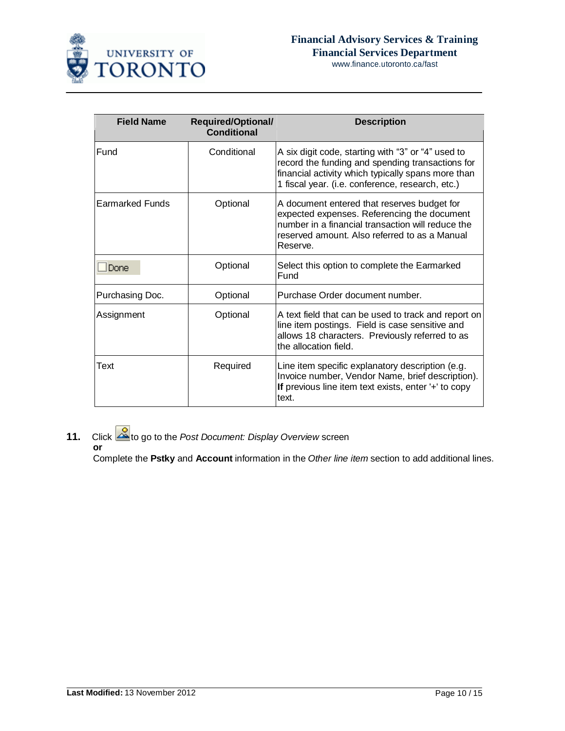| Field Name | Required/Optional/ Conditional | Description |
|---|---|---|
| Fund | Conditional | A six digit code, starting with "3" or "4" used to record the funding and spending transactions for financial activity which typically spans more than 1 fiscal year. (i.e. conference, research, etc.) |
| Earmarked Funds | Optional | A document entered that reserves budget for expected expenses. Referencing the document number in a financial transaction will reduce the reserved amount. Also referred to as a Manual Reserve. |
| ☐ Done | Optional | Select this option to complete the Earmarked Fund |
| Purchasing Doc. | Optional | Purchase Order document number. |
| Assignment | Optional | A text field that can be used to track and report on line item postings. Field is case sensitive and allows 18 characters. Previously referred to as the allocation field. |
| Text | Required | Line item specific explanatory description (e.g. Invoice number, Vendor Name, brief description). **If** previous line item text exists, enter '+' to copy text. |

**11.** Click to go to the *Post Document: Display Overview* screen
**or**
Complete the **Pstky** and **Account** information in the *Other line item* section to add additional lines.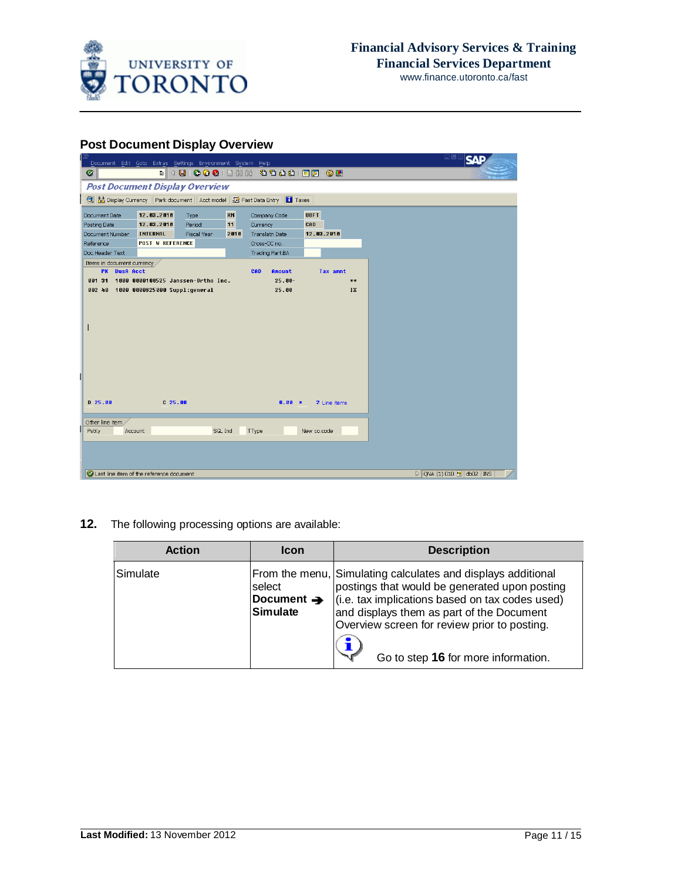## Post Document Display Overview

12. The following processing options are available:

| Action | Icon | Description |
|---|---|---|
| Simulate | From the menu, select **Document ➔ Simulate** | Simulating calculates and displays additional postings that would be generated upon posting (i.e. tax implications based on tax codes used) and displays them as part of the Document Overview screen for review prior to posting. Go to step **16** for more information. |

**Last Modified:** 13 November 2012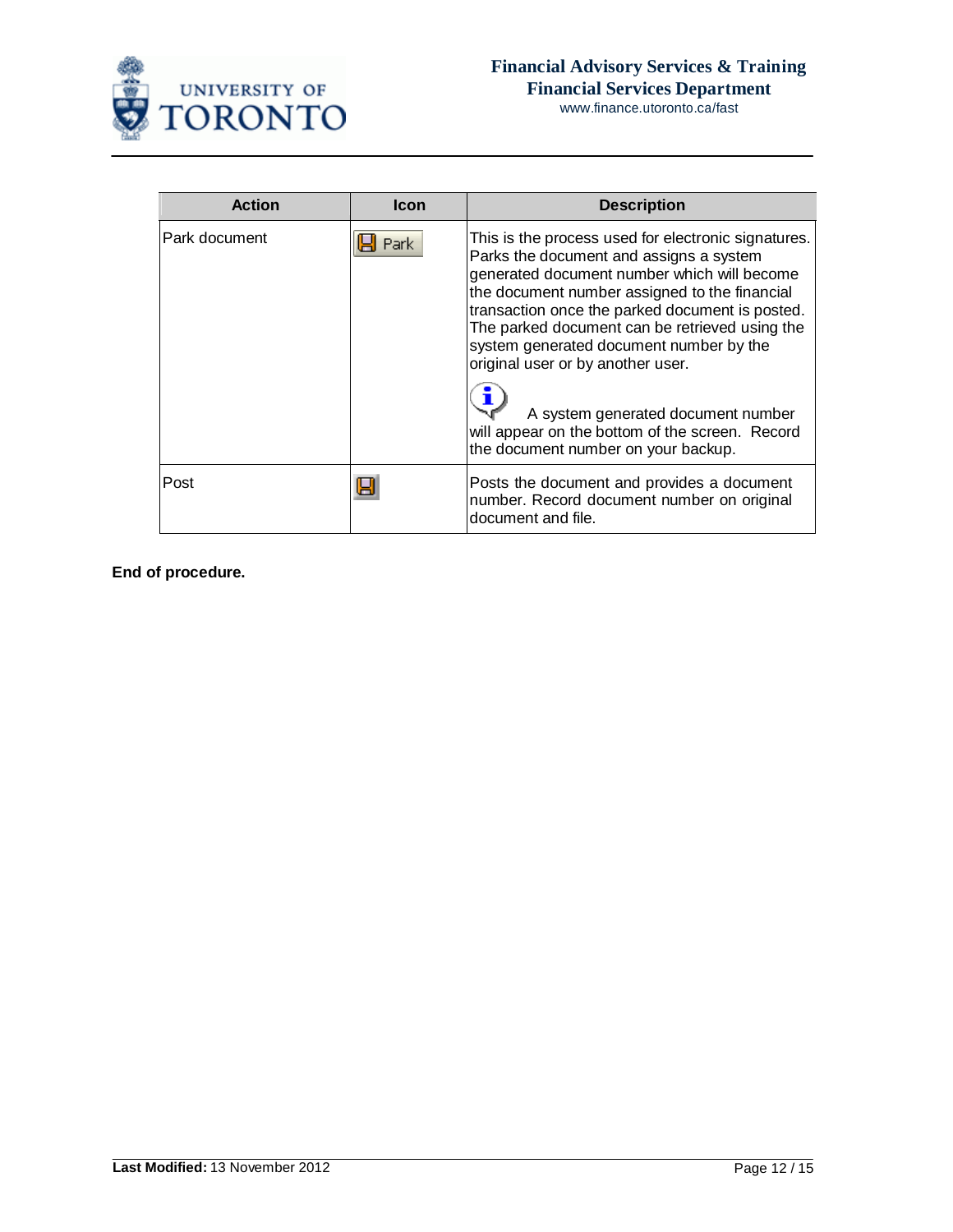| Action | Icon | Description |
|---|---|---|
| Park document | Park | This is the process used for electronic signatures. Parks the document and assigns a system generated document number which will become the document number assigned to the financial transaction once the parked document is posted. The parked document can be retrieved using the system generated document number by the original user or by another user. A system generated document number will appear on the bottom of the screen. Record the document number on your backup. |
| Post | | Posts the document and provides a document number. Record document number on original document and file. |

**End of procedure.**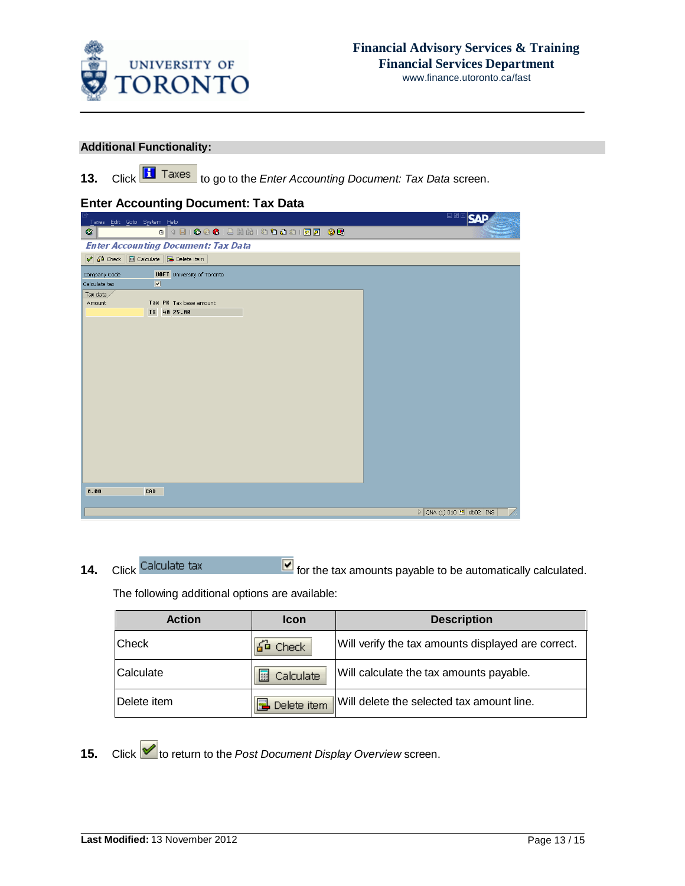**Additional Functionality:**

**13.** Click Taxes to go to the *Enter Accounting Document: Tax Data* screen.

**Enter Accounting Document: Tax Data**

**14.** Click Calculate tax for the tax amounts payable to be automatically calculated.

The following additional options are available:

| Action | Icon | Description |
|---|---|---|
| Check | Check | Will verify the tax amounts displayed are correct. |
| Calculate | Calculate | Will calculate the tax amounts payable. |
| Delete item | Delete item | Will delete the selected tax amount line. |

**15.** Click to return to the *Post Document Display Overview* screen.

**Last Modified:** 13 November 2012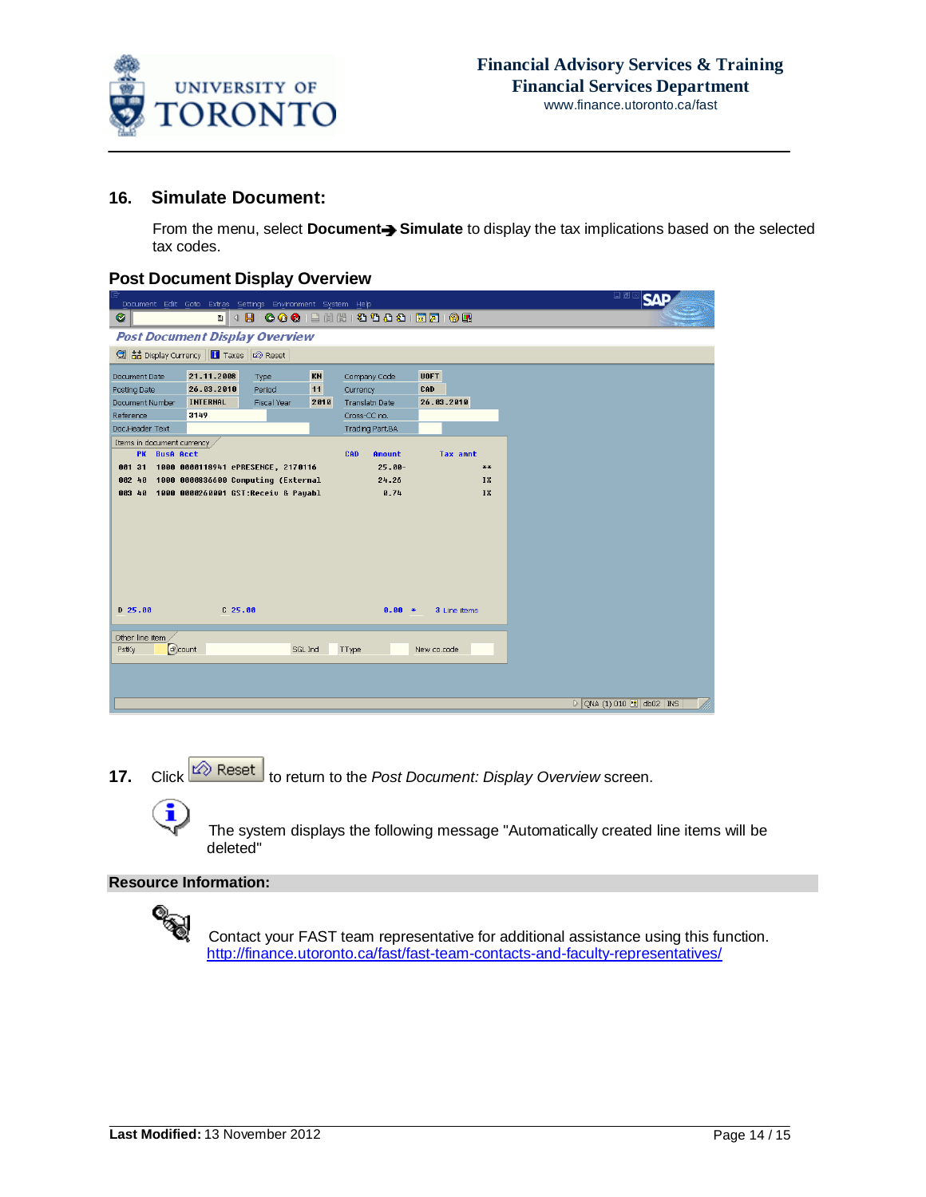## 16. Simulate Document:

From the menu, select **Document→ Simulate** to display the tax implications based on the selected tax codes.

**Post Document Display Overview**

**17.** Click Reset to return to the *Post Document: Display Overview* screen.

The system displays the following message "Automatically created line items will be deleted"

**Resource Information:**

Contact your FAST team representative for additional assistance using this function.
[http://finance.utoronto.ca/fast/fast-team-contacts-and-faculty-representatives/](http://finance.utoronto.ca/fast/fast-team-contacts-and-faculty-representatives/)

**Last Modified:** 13 November 2012